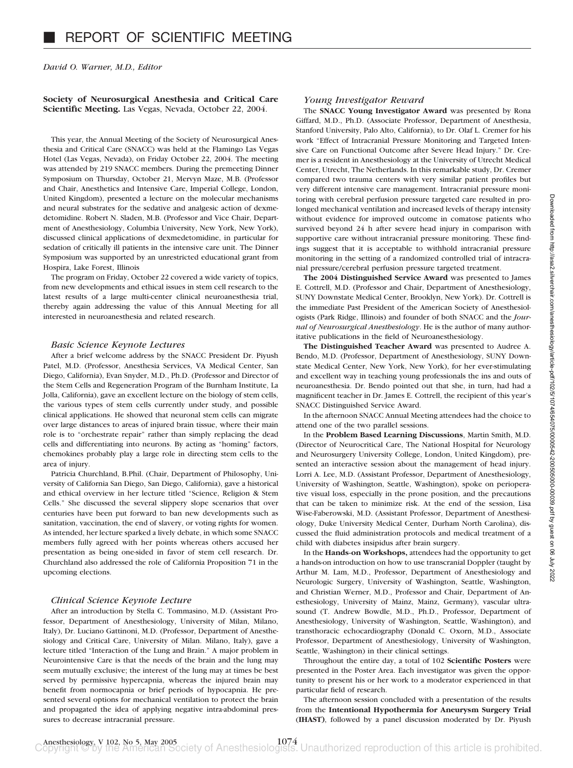# REPORT OF SCIENTIFIC MEETING

*David O. Warner, M.D., Editor*

**Society of Neurosurgical Anesthesia and Critical Care Scientific Meeting.** Las Vegas, Nevada, October 22, 2004.

This year, the Annual Meeting of the Society of Neurosurgical Anesthesia and Critical Care (SNACC) was held at the Flamingo Las Vegas Hotel (Las Vegas, Nevada), on Friday October 22, 2004. The meeting was attended by 219 SNACC members. During the premeeting Dinner Symposium on Thursday, October 21, Mervyn Maze, M.B. (Professor and Chair, Anesthetics and Intensive Care, Imperial College, London, United Kingdom), presented a lecture on the molecular mechanisms and neural substrates for the sedative and analgesic action of dexmedetomidine. Robert N. Sladen, M.B. (Professor and Vice Chair, Department of Anesthesiology, Columbia University, New York, New York), discussed clinical applications of dexmedetomidine, in particular for sedation of critically ill patients in the intensive care unit. The Dinner Symposium was supported by an unrestricted educational grant from Hospira, Lake Forest, Illinois

The program on Friday, October 22 covered a wide variety of topics, from new developments and ethical issues in stem cell research to the latest results of a large multi-center clinical neuroanesthesia trial, thereby again addressing the value of this Annual Meeting for all interested in neuroanesthesia and related research.

## *Basic Science Keynote Lectures*

After a brief welcome address by the SNACC President Dr. Piyush Patel, M.D. (Professor, Anesthesia Services, VA Medical Center, San Diego, California), Evan Snyder, M.D., Ph.D. (Professor and Director of the Stem Cells and Regeneration Program of the Burnham Institute, La Jolla, California), gave an excellent lecture on the biology of stem cells, the various types of stem cells currently under study, and possible clinical applications. He showed that neuronal stem cells can migrate over large distances to areas of injured brain tissue, where their main role is to "orchestrate repair" rather than simply replacing the dead cells and differentiating into neurons. By acting as "homing" factors, chemokines probably play a large role in directing stem cells to the area of injury.

Patricia Churchland, B.Phil. (Chair, Department of Philosophy, University of California San Diego, San Diego, California), gave a historical and ethical overview in her lecture titled "Science, Religion & Stem Cells." She discussed the several slippery slope scenarios that over centuries have been put forward to ban new developments such as sanitation, vaccination, the end of slavery, or voting rights for women. As intended, her lecture sparked a lively debate, in which some SNACC members fully agreed with her points whereas others accused her presentation as being one-sided in favor of stem cell research. Dr. Churchland also addressed the role of California Proposition 71 in the upcoming elections.

## *Clinical Science Keynote Lecture*

After an introduction by Stella C. Tommasino, M.D. (Assistant Professor, Department of Anesthesiology, University of Milan, Milano, Italy), Dr. Luciano Gattinoni, M.D. (Professor, Department of Anesthesiology and Critical Care, University of Milan. Milano, Italy), gave a lecture titled "Interaction of the Lung and Brain." A major problem in Neurointensive Care is that the needs of the brain and the lung may seem mutually exclusive; the interest of the lung may at times be best served by permissive hypercapnia, whereas the injured brain may benefit from normocapnia or brief periods of hypocapnia. He presented several options for mechanical ventilation to protect the brain and propagated the idea of applying negative intra-abdominal pressures to decrease intracranial pressure.

## *Young Investigator Reward*

The **SNACC Young Investigator Award** was presented by Rona Giffard, M.D., Ph.D. (Associate Professor, Department of Anesthesia, Stanford University, Palo Alto, California), to Dr. Olaf L. Cremer for his work "Effect of Intracranial Pressure Monitoring and Targeted Intensive Care on Functional Outcome after Severe Head Injury." Dr. Cremer is a resident in Anesthesiology at the University of Utrecht Medical Center, Utrecht, The Netherlands. In this remarkable study, Dr. Cremer compared two trauma centers with very similar patient profiles but very different intensive care management. Intracranial pressure monitoring with cerebral perfusion pressure targeted care resulted in prolonged mechanical ventilation and increased levels of therapy intensity without evidence for improved outcome in comatose patients who survived beyond 24 h after severe head injury in comparison with supportive care without intracranial pressure monitoring. These findings suggest that it is acceptable to withhold intracranial pressure monitoring in the setting of a randomized controlled trial of intracranial pressure/cerebral perfusion pressure targeted treatment.

**The 2004 Distinguished Service Award** was presented to James E. Cottrell, M.D. (Professor and Chair, Department of Anesthesiology, SUNY Downstate Medical Center, Brooklyn, New York). Dr. Cottrell is the immediate Past President of the American Society of Anesthesiologists (Park Ridge, Illinois) and founder of both SNACC and the *Journal of Neurosurgical Anesthesiology*. He is the author of many authoritative publications in the field of Neuroanesthesiology.

**The Distinguished Teacher Award** was presented to Audree A. Bendo, M.D. (Professor, Department of Anesthesiology, SUNY Downstate Medical Center, New York, New York), for her ever-stimulating and excellent way in teaching young professionals the ins and outs of neuroanesthesia. Dr. Bendo pointed out that she, in turn, had had a magnificent teacher in Dr. James E. Cottrell, the recipient of this year's SNACC Distinguished Service Award.

In the afternoon SNACC Annual Meeting attendees had the choice to attend one of the two parallel sessions.

In the **Problem Based Learning Discussions**, Martin Smith, M.D. (Director of Neurocritical Care, The National Hospital for Neurology and Neurosurgery University College, London, United Kingdom), presented an interactive session about the management of head injury. Lorri A. Lee, M.D. (Assistant Professor, Department of Anesthesiology, University of Washington, Seattle, Washington), spoke on perioperative visual loss, especially in the prone position, and the precautions that can be taken to minimize risk. At the end of the session, Lisa Wise-Faberowski, M.D. (Assistant Professor, Department of Anesthesiology, Duke University Medical Center, Durham North Carolina), discussed the fluid administration protocols and medical treatment of a child with diabetes insipidus after brain surgery.

In the **Hands-on Workshops,** attendees had the opportunity to get a hands-on introduction on how to use transcranial Doppler (taught by Arthur M. Lam, M.D., Professor, Department of Anesthesiology and Neurologic Surgery, University of Washington, Seattle, Washington, and Christian Werner, M.D., Professor and Chair, Department of Anesthesiology, University of Mainz, Mainz, Germany), vascular ultrasound (T. Andrew Bowdle, M.D., Ph.D., Professor, Department of Anesthesiology, University of Washington, Seattle, Washington), and transthoracic echocardiography (Donald C. Oxorn, M.D., Associate Professor, Department of Anesthesiology, University of Washington, Seattle, Washington) in their clinical settings.

Throughout the entire day, a total of 102 **Scientific Posters** were presented in the Poster Area. Each investigator was given the opportunity to present his or her work to a moderator experienced in that particular field of research.

The afternoon session concluded with a presentation of the results from the **Intentional Hypothermia for Aneurysm Surgery Trial (IHAST)**, followed by a panel discussion moderated by Dr. Piyush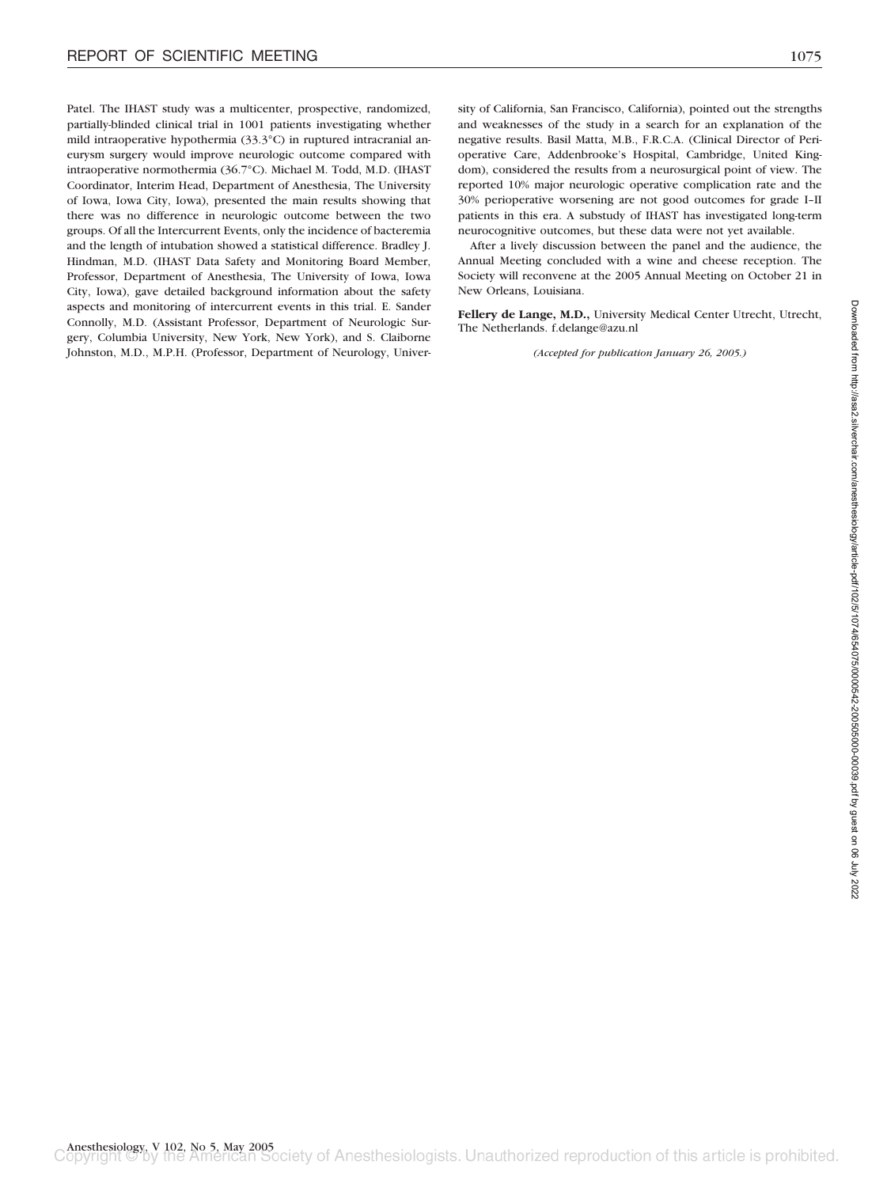Patel. The IHAST study was a multicenter, prospective, randomized, partially-blinded clinical trial in 1001 patients investigating whether mild intraoperative hypothermia (33.3°C) in ruptured intracranial aneurysm surgery would improve neurologic outcome compared with intraoperative normothermia (36.7°C). Michael M. Todd, M.D. (IHAST Coordinator, Interim Head, Department of Anesthesia, The University of Iowa, Iowa City, Iowa), presented the main results showing that there was no difference in neurologic outcome between the two groups. Of all the Intercurrent Events, only the incidence of bacteremia and the length of intubation showed a statistical difference. Bradley J. Hindman, M.D. (IHAST Data Safety and Monitoring Board Member, Professor, Department of Anesthesia, The University of Iowa, Iowa City, Iowa), gave detailed background information about the safety aspects and monitoring of intercurrent events in this trial. E. Sander Connolly, M.D. (Assistant Professor, Department of Neurologic Surgery, Columbia University, New York, New York), and S. Claiborne Johnston, M.D., M.P.H. (Professor, Department of Neurology, University of California, San Francisco, California), pointed out the strengths and weaknesses of the study in a search for an explanation of the negative results. Basil Matta, M.B., F.R.C.A. (Clinical Director of Perioperative Care, Addenbrooke's Hospital, Cambridge, United Kingdom), considered the results from a neurosurgical point of view. The reported 10% major neurologic operative complication rate and the 30% perioperative worsening are not good outcomes for grade I–II patients in this era. A substudy of IHAST has investigated long-term neurocognitive outcomes, but these data were not yet available.

After a lively discussion between the panel and the audience, the Annual Meeting concluded with a wine and cheese reception. The Society will reconvene at the 2005 Annual Meeting on October 21 in New Orleans, Louisiana.

**Fellery de Lange, M.D.,** University Medical Center Utrecht, Utrecht, The Netherlands. f.delange@azu.nl

*(Accepted for publication January 26, 2005.)*